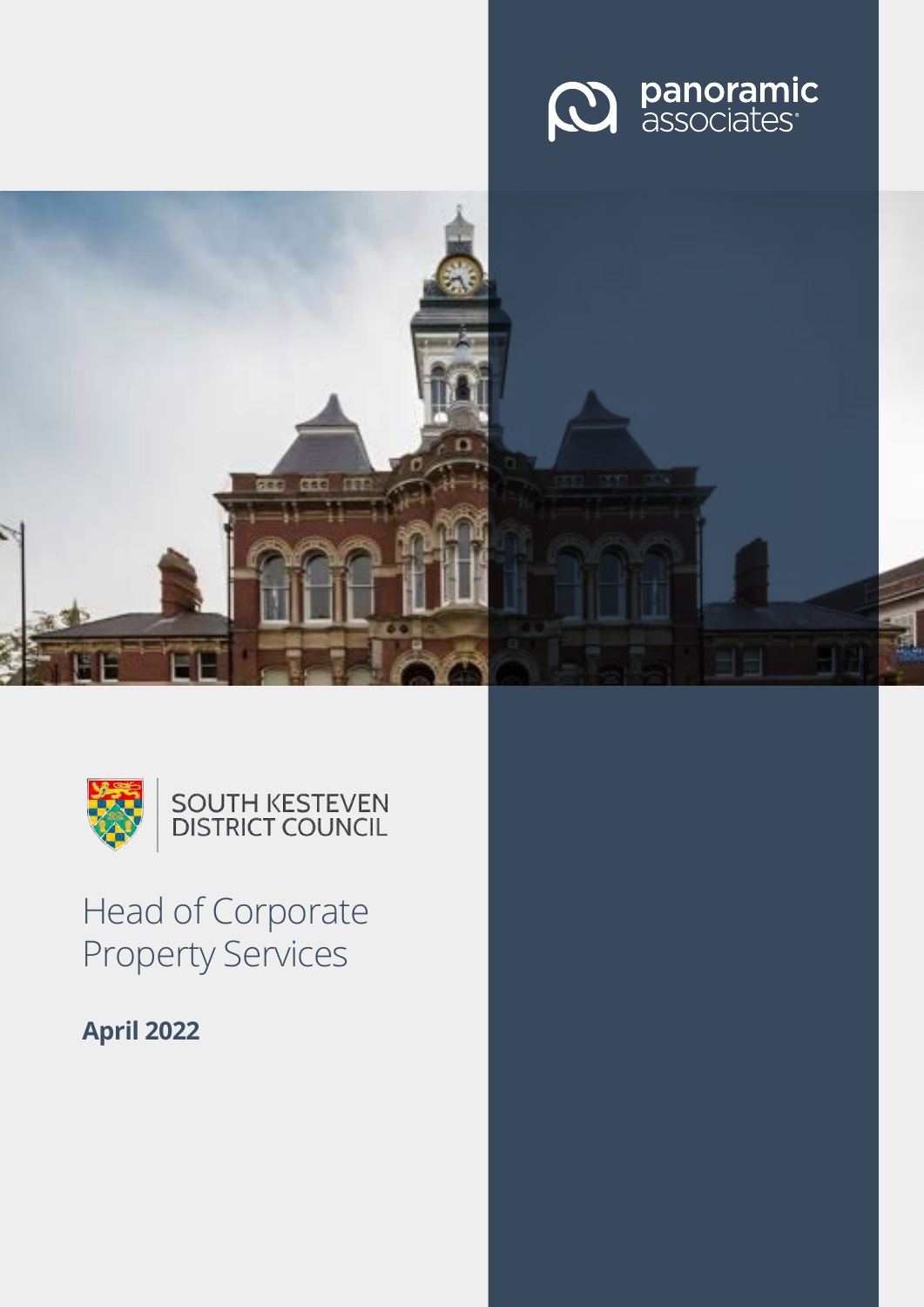panoramic associates

SOUTH KESTEVEN DISTRICT COUNCIL

# Head of Corporate Property Services

**April 2022**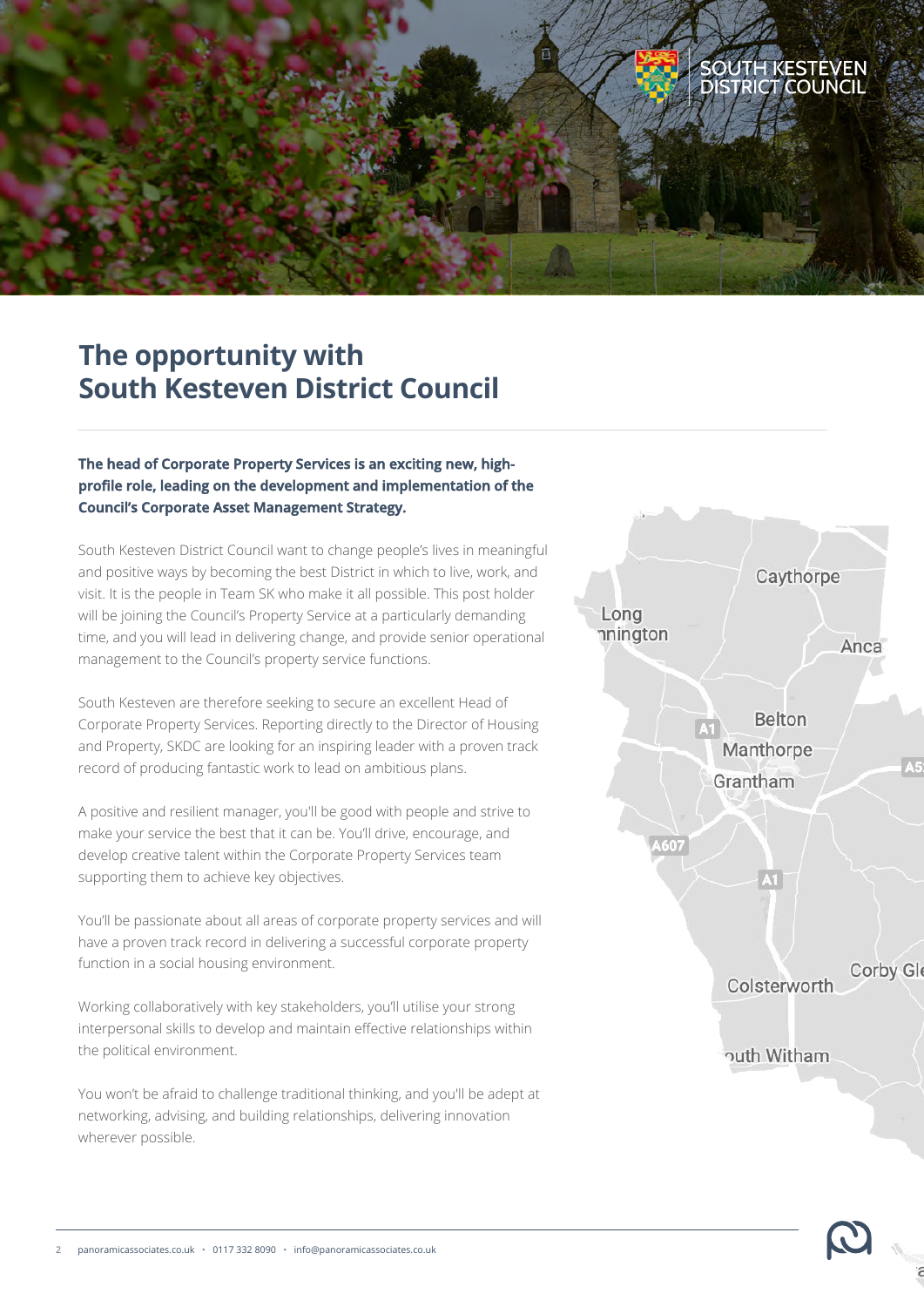# The opportunity with South Kesteven District Council

**The head of Corporate Property Services is an exciting new, high-profile role, leading on the development and implementation of the Council's Corporate Asset Management Strategy.**

South Kesteven District Council want to change people's lives in meaningful and positive ways by becoming the best District in which to live, work, and visit. It is the people in Team SK who make it all possible. This post holder will be joining the Council's Property Service at a particularly demanding time, and you will lead in delivering change, and provide senior operational management to the Council's property service functions.

South Kesteven are therefore seeking to secure an excellent Head of Corporate Property Services. Reporting directly to the Director of Housing and Property, SKDC are looking for an inspiring leader with a proven track record of producing fantastic work to lead on ambitious plans.

A positive and resilient manager, you'll be good with people and strive to make your service the best that it can be. You'll drive, encourage, and develop creative talent within the Corporate Property Services team supporting them to achieve key objectives.

You'll be passionate about all areas of corporate property services and will have a proven track record in delivering a successful corporate property function in a social housing environment.

Working collaboratively with key stakeholders, you'll utilise your strong interpersonal skills to develop and maintain effective relationships within the political environment.

You won't be afraid to challenge traditional thinking, and you'll be adept at networking, advising, and building relationships, delivering innovation wherever possible.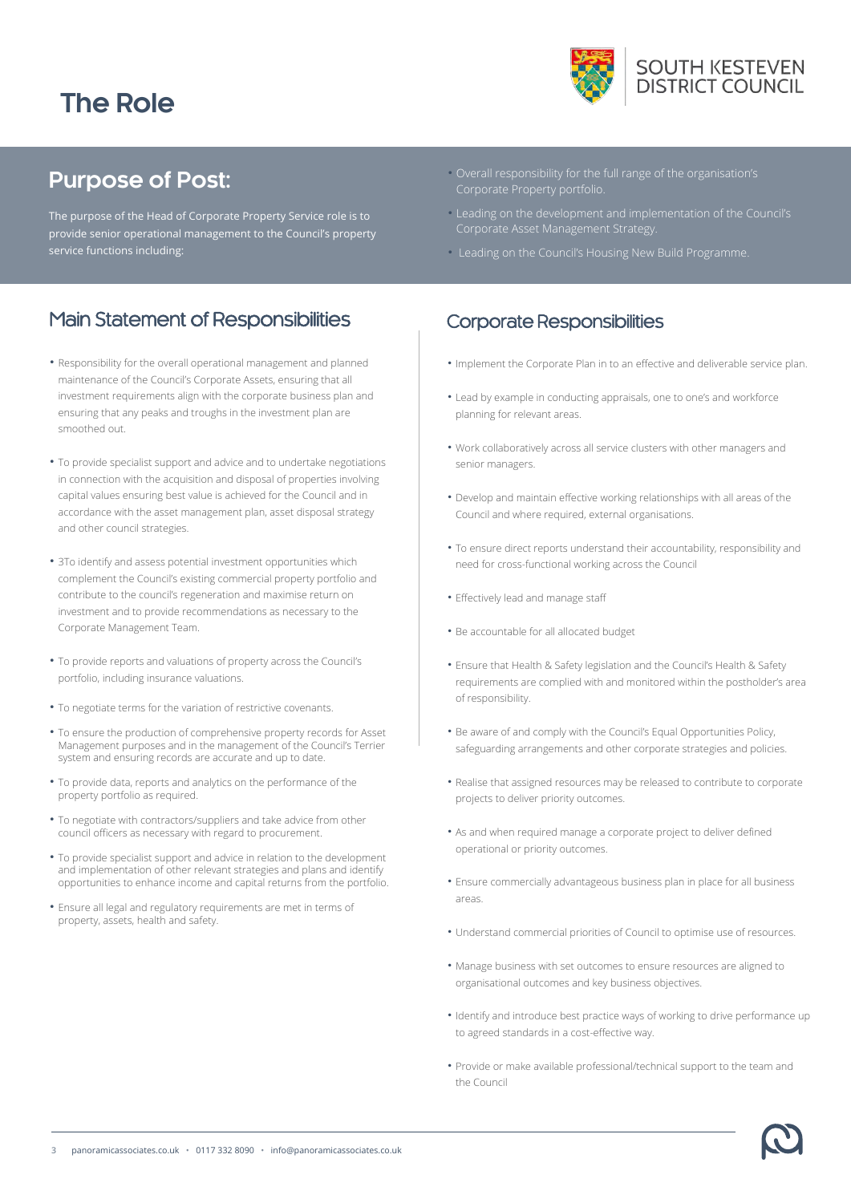# The Role

SOUTH KESTEVEN DISTRICT COUNCIL

## Purpose of Post:

The purpose of the Head of Corporate Property Service role is to provide senior operational management to the Council's property service functions including:

- Overall responsibility for the full range of the organisation's Corporate Property portfolio.
- Leading on the development and implementation of the Council's Corporate Asset Management Strategy.
- Leading on the Council's Housing New Build Programme.

## Main Statement of Responsibilities

- Responsibility for the overall operational management and planned maintenance of the Council's Corporate Assets, ensuring that all investment requirements align with the corporate business plan and ensuring that any peaks and troughs in the investment plan are smoothed out.
- To provide specialist support and advice and to undertake negotiations in connection with the acquisition and disposal of properties involving capital values ensuring best value is achieved for the Council and in accordance with the asset management plan, asset disposal strategy and other council strategies.
- 3To identify and assess potential investment opportunities which complement the Council's existing commercial property portfolio and contribute to the council's regeneration and maximise return on investment and to provide recommendations as necessary to the Corporate Management Team.
- To provide reports and valuations of property across the Council's portfolio, including insurance valuations.
- To negotiate terms for the variation of restrictive covenants.
- To ensure the production of comprehensive property records for Asset Management purposes and in the management of the Council's Terrier system and ensuring records are accurate and up to date.
- To provide data, reports and analytics on the performance of the property portfolio as required.
- To negotiate with contractors/suppliers and take advice from other council officers as necessary with regard to procurement.
- To provide specialist support and advice in relation to the development and implementation of other relevant strategies and plans and identify opportunities to enhance income and capital returns from the portfolio.
- Ensure all legal and regulatory requirements are met in terms of property, assets, health and safety.

## Corporate Responsibilities

- Implement the Corporate Plan in to an effective and deliverable service plan.
- Lead by example in conducting appraisals, one to one's and workforce planning for relevant areas.
- Work collaboratively across all service clusters with other managers and senior managers.
- Develop and maintain effective working relationships with all areas of the Council and where required, external organisations.
- To ensure direct reports understand their accountability, responsibility and need for cross-functional working across the Council
- Effectively lead and manage staff
- Be accountable for all allocated budget
- Ensure that Health & Safety legislation and the Council's Health & Safety requirements are complied with and monitored within the postholder's area of responsibility.
- Be aware of and comply with the Council's Equal Opportunities Policy, safeguarding arrangements and other corporate strategies and policies.
- Realise that assigned resources may be released to contribute to corporate projects to deliver priority outcomes.
- As and when required manage a corporate project to deliver defined operational or priority outcomes.
- Ensure commercially advantageous business plan in place for all business areas.
- Understand commercial priorities of Council to optimise use of resources.
- Manage business with set outcomes to ensure resources are aligned to organisational outcomes and key business objectives.
- Identify and introduce best practice ways of working to drive performance up to agreed standards in a cost-effective way.
- Provide or make available professional/technical support to the team and the Council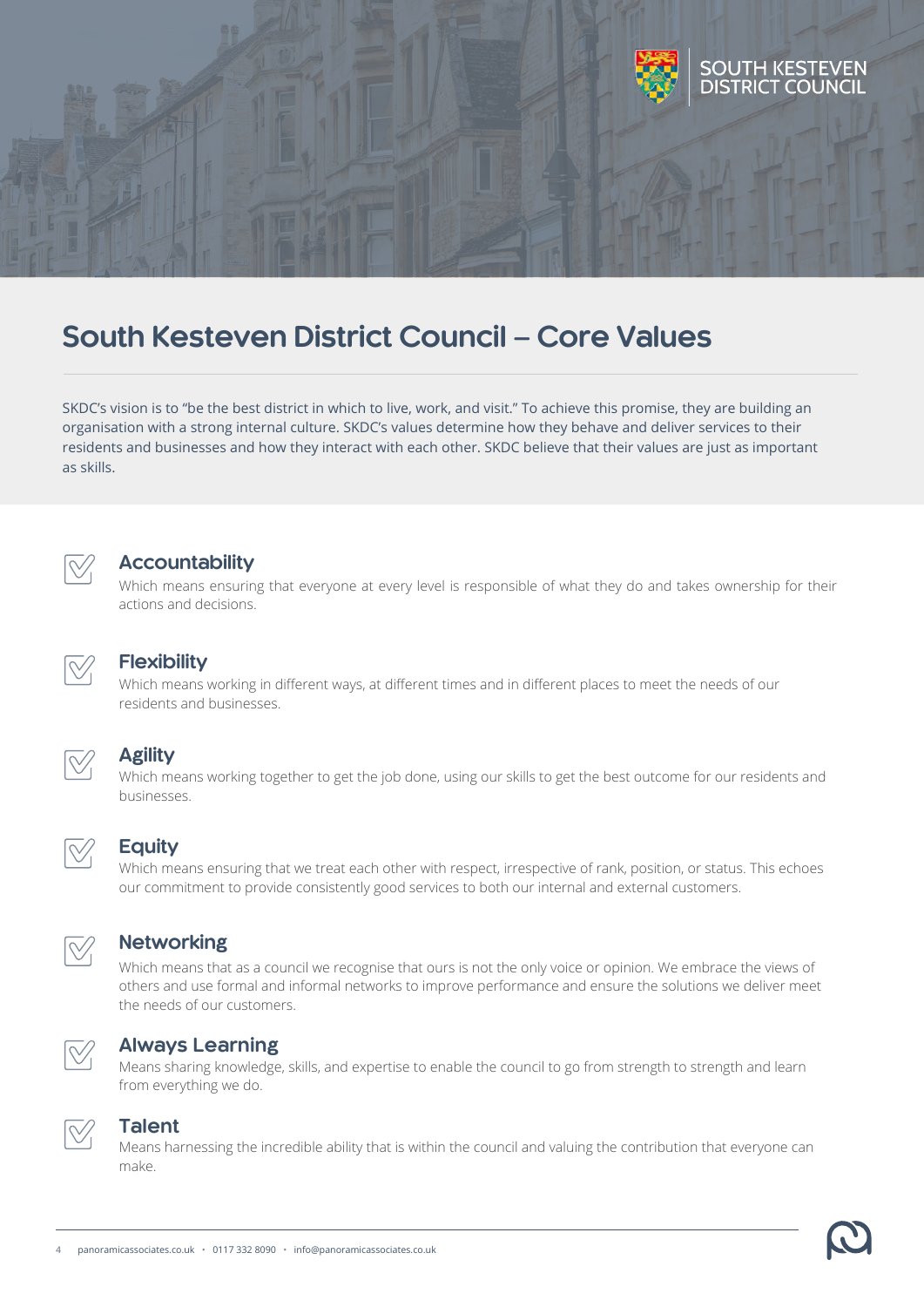# South Kesteven District Council – Core Values

SKDC's vision is to "be the best district in which to live, work, and visit." To achieve this promise, they are building an organisation with a strong internal culture. SKDC's values determine how they behave and deliver services to their residents and businesses and how they interact with each other. SKDC believe that their values are just as important as skills.

### Accountability

Which means ensuring that everyone at every level is responsible of what they do and takes ownership for their actions and decisions.

### Flexibility

Which means working in different ways, at different times and in different places to meet the needs of our residents and businesses.

### Agility

Which means working together to get the job done, using our skills to get the best outcome for our residents and businesses.

### Equity

Which means ensuring that we treat each other with respect, irrespective of rank, position, or status. This echoes our commitment to provide consistently good services to both our internal and external customers.

### Networking

Which means that as a council we recognise that ours is not the only voice or opinion. We embrace the views of others and use formal and informal networks to improve performance and ensure the solutions we deliver meet the needs of our customers.

### Always Learning

Means sharing knowledge, skills, and expertise to enable the council to go from strength to strength and learn from everything we do.

### Talent

Means harnessing the incredible ability that is within the council and valuing the contribution that everyone can make.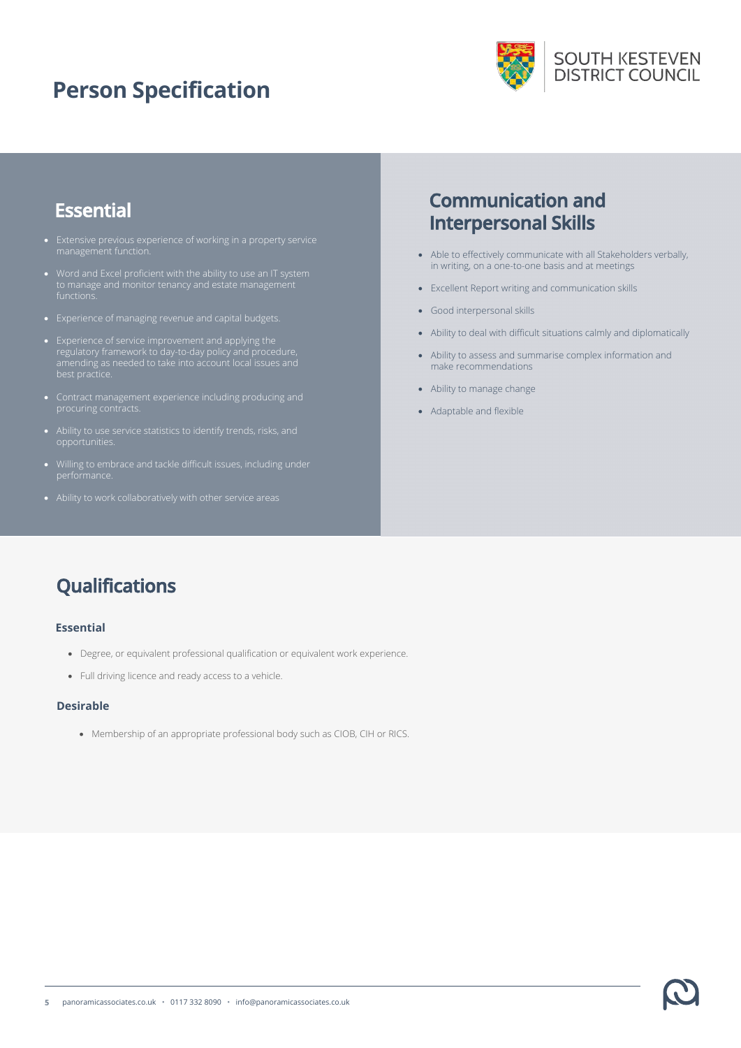# Person Specification

## Essential

- Extensive previous experience of working in a property service management function.
- Word and Excel proficient with the ability to use an IT system to manage and monitor tenancy and estate management functions.
- Experience of managing revenue and capital budgets.
- Experience of service improvement and applying the regulatory framework to day-to-day policy and procedure, amending as needed to take into account local issues and best practice.
- Contract management experience including producing and procuring contracts.
- Ability to use service statistics to identify trends, risks, and opportunities.
- Willing to embrace and tackle difficult issues, including under performance.
- Ability to work collaboratively with other service areas

## Communication and Interpersonal Skills

- Able to effectively communicate with all Stakeholders verbally, in writing, on a one-to-one basis and at meetings
- Excellent Report writing and communication skills
- Good interpersonal skills
- Ability to deal with difficult situations calmly and diplomatically
- Ability to assess and summarise complex information and make recommendations
- Ability to manage change
- Adaptable and flexible

## Qualifications

### Essential

- Degree, or equivalent professional qualification or equivalent work experience.
- Full driving licence and ready access to a vehicle.

### Desirable

- Membership of an appropriate professional body such as CIOB, CIH or RICS.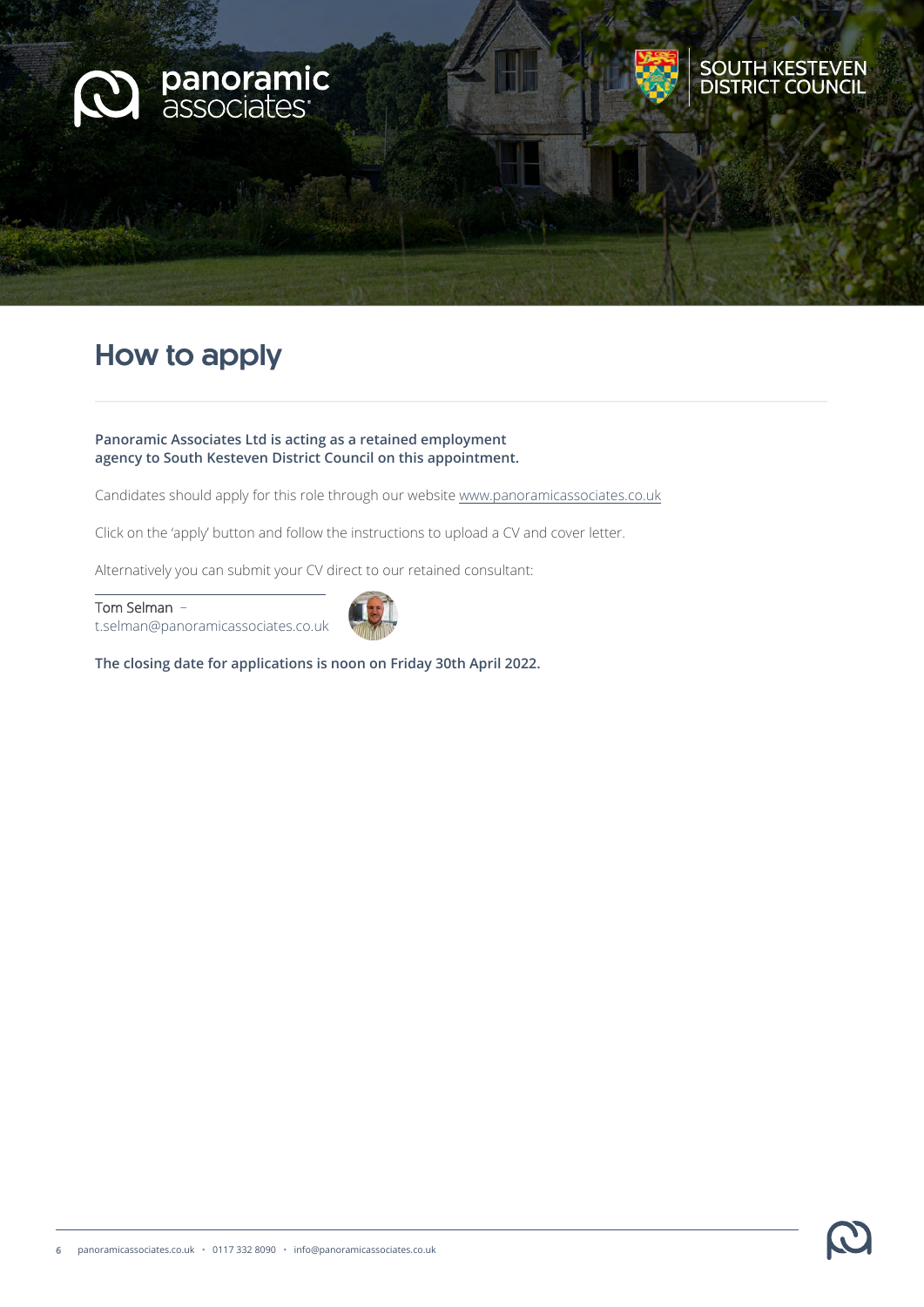## How to apply

**Panoramic Associates Ltd is acting as a retained employment agency to South Kesteven District Council on this appointment.**

Candidates should apply for this role through our website www.panoramicassociates.co.uk

Click on the 'apply' button and follow the instructions to upload a CV and cover letter.

Alternatively you can submit your CV direct to our retained consultant:

Tom Selman –
t.selman@panoramicassociates.co.uk

**The closing date for applications is noon on Friday 30th April 2022.**